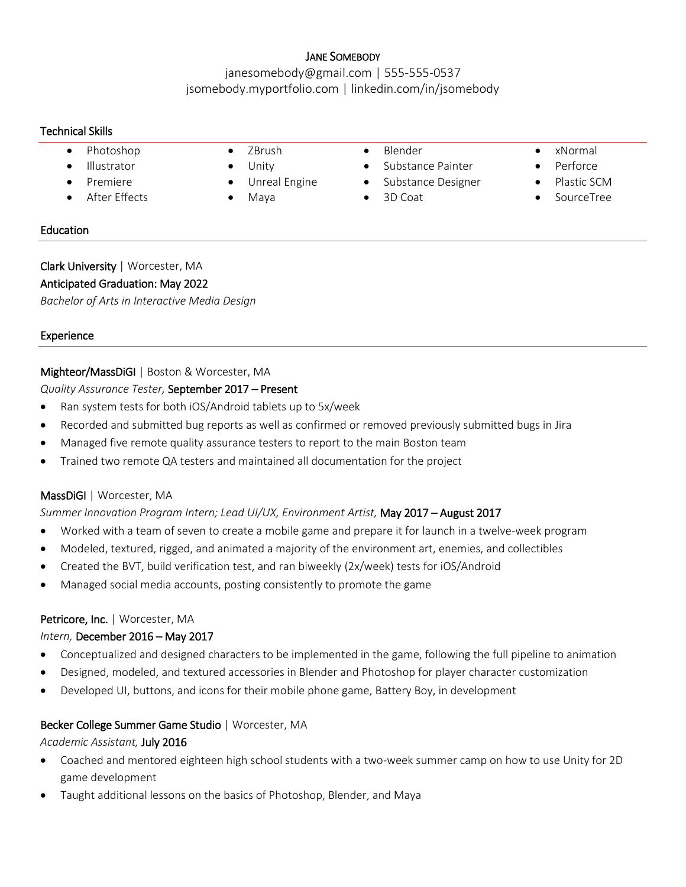# Jane Somebody

janesomebody@gmail.com | 555-555-0537
jsomebody.myportfolio.com | linkedin.com/in/jsomebody

## Technical Skills

- Photoshop
- Illustrator
- Premiere
- After Effects
- ZBrush
- Unity
- Unreal Engine
- Maya
- Blender
- Substance Painter
- Substance Designer
- 3D Coat
- xNormal
- Perforce
- Plastic SCM
- SourceTree

## Education

**Clark University** | Worcester, MA
**Anticipated Graduation: May 2022**
*Bachelor of Arts in Interactive Media Design*

## Experience

**Mighteor/MassDiGI** | Boston & Worcester, MA
*Quality Assurance Tester,* **September 2017 – Present**

- Ran system tests for both iOS/Android tablets up to 5x/week
- Recorded and submitted bug reports as well as confirmed or removed previously submitted bugs in Jira
- Managed five remote quality assurance testers to report to the main Boston team
- Trained two remote QA testers and maintained all documentation for the project

**MassDiGI** | Worcester, MA
*Summer Innovation Program Intern; Lead UI/UX, Environment Artist,* **May 2017 – August 2017**

- Worked with a team of seven to create a mobile game and prepare it for launch in a twelve-week program
- Modeled, textured, rigged, and animated a majority of the environment art, enemies, and collectibles
- Created the BVT, build verification test, and ran biweekly (2x/week) tests for iOS/Android
- Managed social media accounts, posting consistently to promote the game

**Petricore, Inc.** | Worcester, MA
*Intern,* **December 2016 – May 2017**

- Conceptualized and designed characters to be implemented in the game, following the full pipeline to animation
- Designed, modeled, and textured accessories in Blender and Photoshop for player character customization
- Developed UI, buttons, and icons for their mobile phone game, Battery Boy, in development

**Becker College Summer Game Studio** | Worcester, MA
*Academic Assistant,* **July 2016**

- Coached and mentored eighteen high school students with a two-week summer camp on how to use Unity for 2D game development
- Taught additional lessons on the basics of Photoshop, Blender, and Maya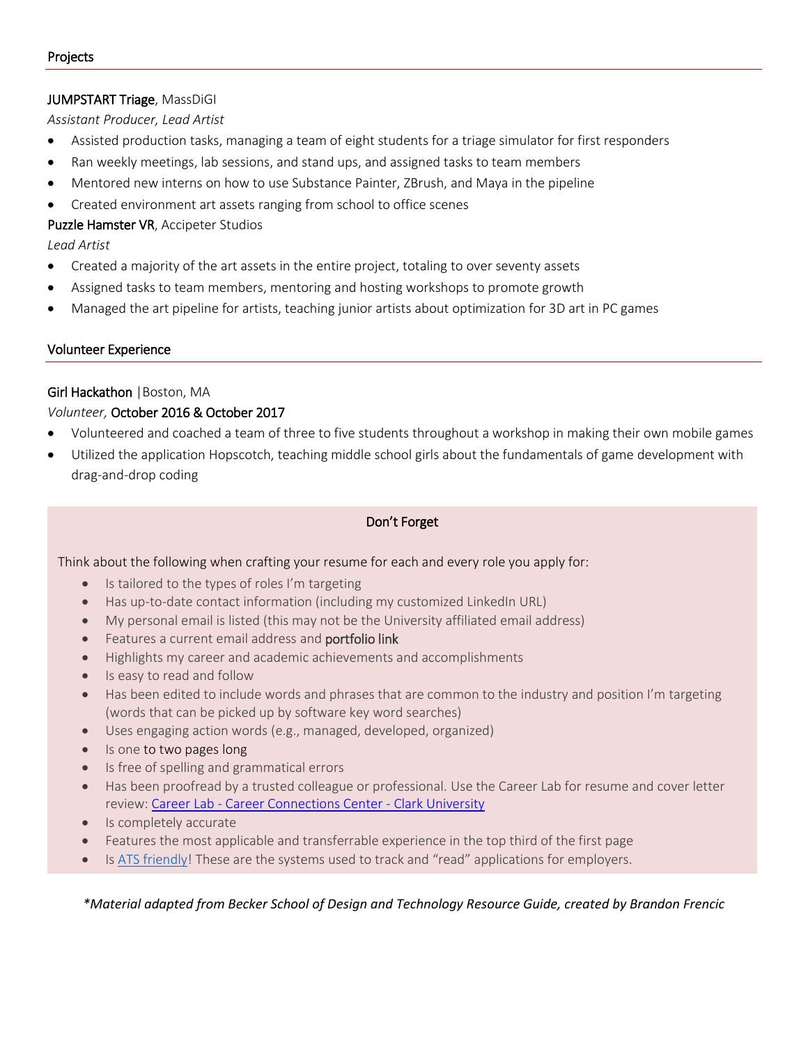## Projects

**JUMPSTART Triage**, MassDiGI
*Assistant Producer, Lead Artist*

- Assisted production tasks, managing a team of eight students for a triage simulator for first responders
- Ran weekly meetings, lab sessions, and stand ups, and assigned tasks to team members
- Mentored new interns on how to use Substance Painter, ZBrush, and Maya in the pipeline
- Created environment art assets ranging from school to office scenes

**Puzzle Hamster VR**, Accipeter Studios
*Lead Artist*

- Created a majority of the art assets in the entire project, totaling to over seventy assets
- Assigned tasks to team members, mentoring and hosting workshops to promote growth
- Managed the art pipeline for artists, teaching junior artists about optimization for 3D art in PC games

## Volunteer Experience

**Girl Hackathon** |Boston, MA
*Volunteer,* October 2016 & October 2017

- Volunteered and coached a team of three to five students throughout a workshop in making their own mobile games
- Utilized the application Hopscotch, teaching middle school girls about the fundamentals of game development with drag-and-drop coding

### Don't Forget

Think about the following when crafting your resume for each and every role you apply for:

- Is tailored to the types of roles I'm targeting
- Has up-to-date contact information (including my customized LinkedIn URL)
- My personal email is listed (this may not be the University affiliated email address)
- Features a current email address and portfolio link
- Highlights my career and academic achievements and accomplishments
- Is easy to read and follow
- Has been edited to include words and phrases that are common to the industry and position I'm targeting (words that can be picked up by software key word searches)
- Uses engaging action words (e.g., managed, developed, organized)
- Is one to two pages long
- Is free of spelling and grammatical errors
- Has been proofread by a trusted colleague or professional. Use the Career Lab for resume and cover letter review: [Career Lab - Career Connections Center - Clark University]
- Is completely accurate
- Features the most applicable and transferrable experience in the top third of the first page
- Is [ATS friendly]! These are the systems used to track and "read" applications for employers.

*\*Material adapted from Becker School of Design and Technology Resource Guide, created by Brandon Frencic*